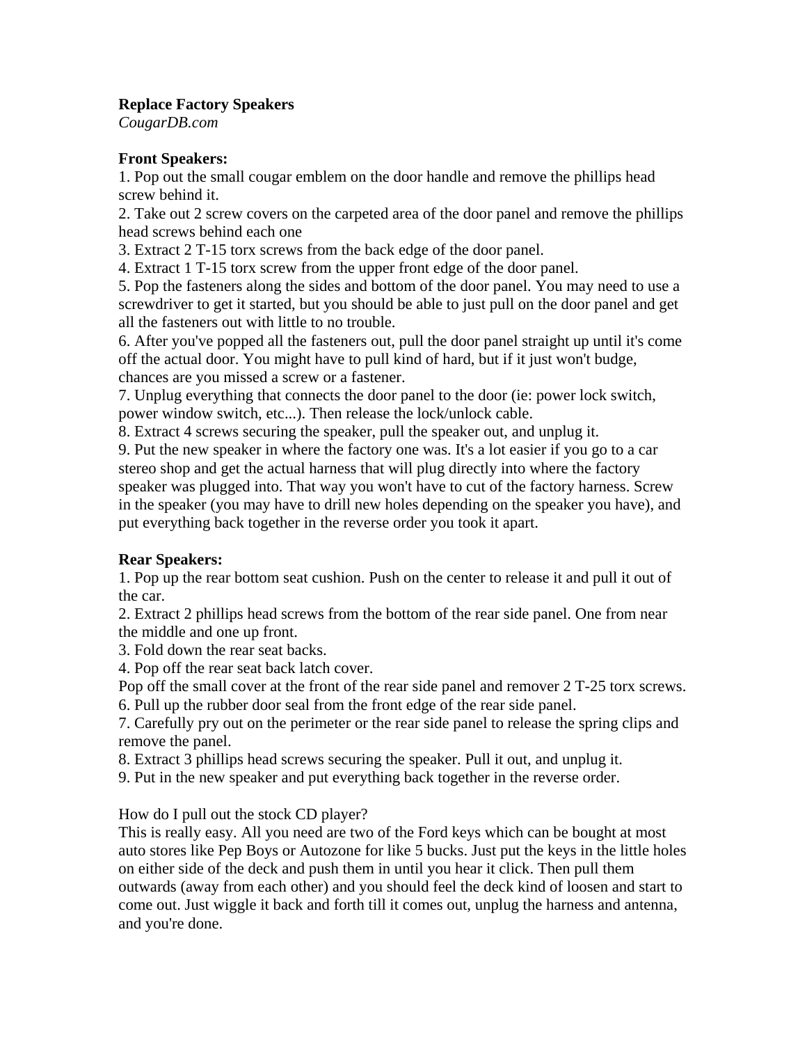**Replace Factory Speakers**
*CougarDB.com*

**Front Speakers:**

1. Pop out the small cougar emblem on the door handle and remove the phillips head screw behind it.
2. Take out 2 screw covers on the carpeted area of the door panel and remove the phillips head screws behind each one
3. Extract 2 T-15 torx screws from the back edge of the door panel.
4. Extract 1 T-15 torx screw from the upper front edge of the door panel.
5. Pop the fasteners along the sides and bottom of the door panel. You may need to use a screwdriver to get it started, but you should be able to just pull on the door panel and get all the fasteners out with little to no trouble.
6. After you've popped all the fasteners out, pull the door panel straight up until it's come off the actual door. You might have to pull kind of hard, but if it just won't budge, chances are you missed a screw or a fastener.
7. Unplug everything that connects the door panel to the door (ie: power lock switch, power window switch, etc...). Then release the lock/unlock cable.
8. Extract 4 screws securing the speaker, pull the speaker out, and unplug it.
9. Put the new speaker in where the factory one was. It's a lot easier if you go to a car stereo shop and get the actual harness that will plug directly into where the factory speaker was plugged into. That way you won't have to cut of the factory harness. Screw in the speaker (you may have to drill new holes depending on the speaker you have), and put everything back together in the reverse order you took it apart.

**Rear Speakers:**

1. Pop up the rear bottom seat cushion. Push on the center to release it and pull it out of the car.
2. Extract 2 phillips head screws from the bottom of the rear side panel. One from near the middle and one up front.
3. Fold down the rear seat backs.
4. Pop off the rear seat back latch cover.

Pop off the small cover at the front of the rear side panel and remover 2 T-25 torx screws.

6. Pull up the rubber door seal from the front edge of the rear side panel.
7. Carefully pry out on the perimeter or the rear side panel to release the spring clips and remove the panel.
8. Extract 3 phillips head screws securing the speaker. Pull it out, and unplug it.
9. Put in the new speaker and put everything back together in the reverse order.

How do I pull out the stock CD player?
This is really easy. All you need are two of the Ford keys which can be bought at most auto stores like Pep Boys or Autozone for like 5 bucks. Just put the keys in the little holes on either side of the deck and push them in until you hear it click. Then pull them outwards (away from each other) and you should feel the deck kind of loosen and start to come out. Just wiggle it back and forth till it comes out, unplug the harness and antenna, and you're done.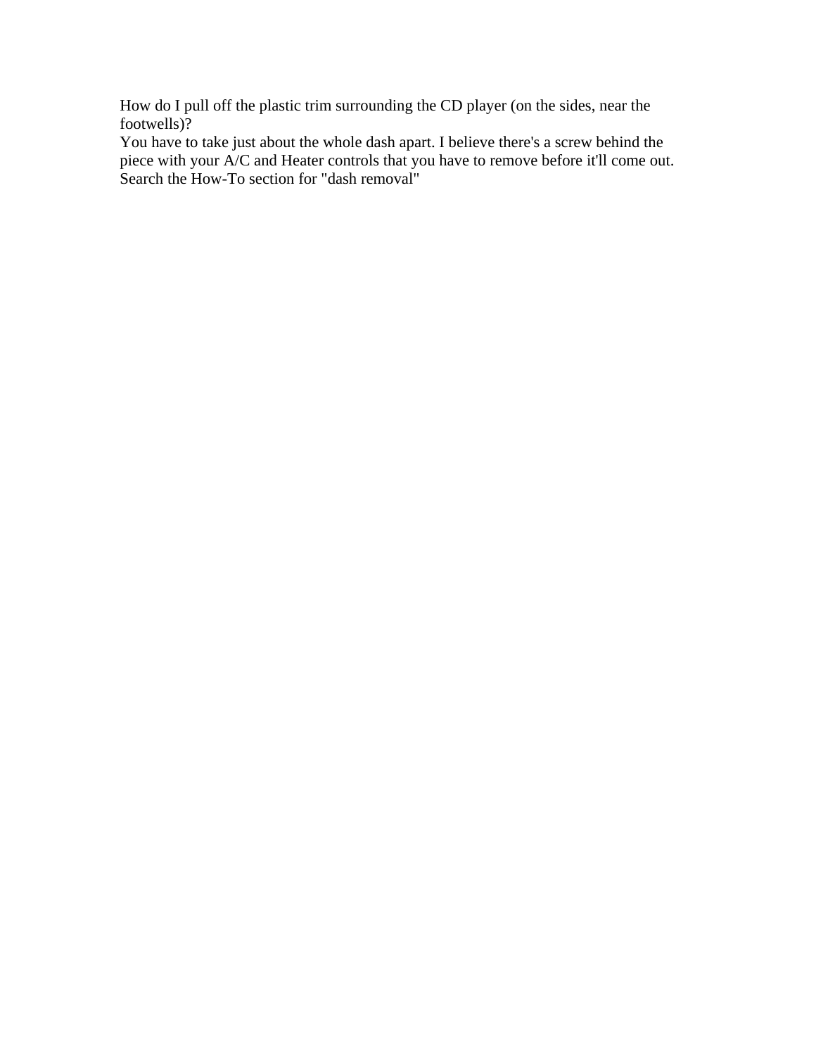How do I pull off the plastic trim surrounding the CD player (on the sides, near the footwells)?

You have to take just about the whole dash apart. I believe there's a screw behind the piece with your A/C and Heater controls that you have to remove before it'll come out. Search the How-To section for "dash removal"